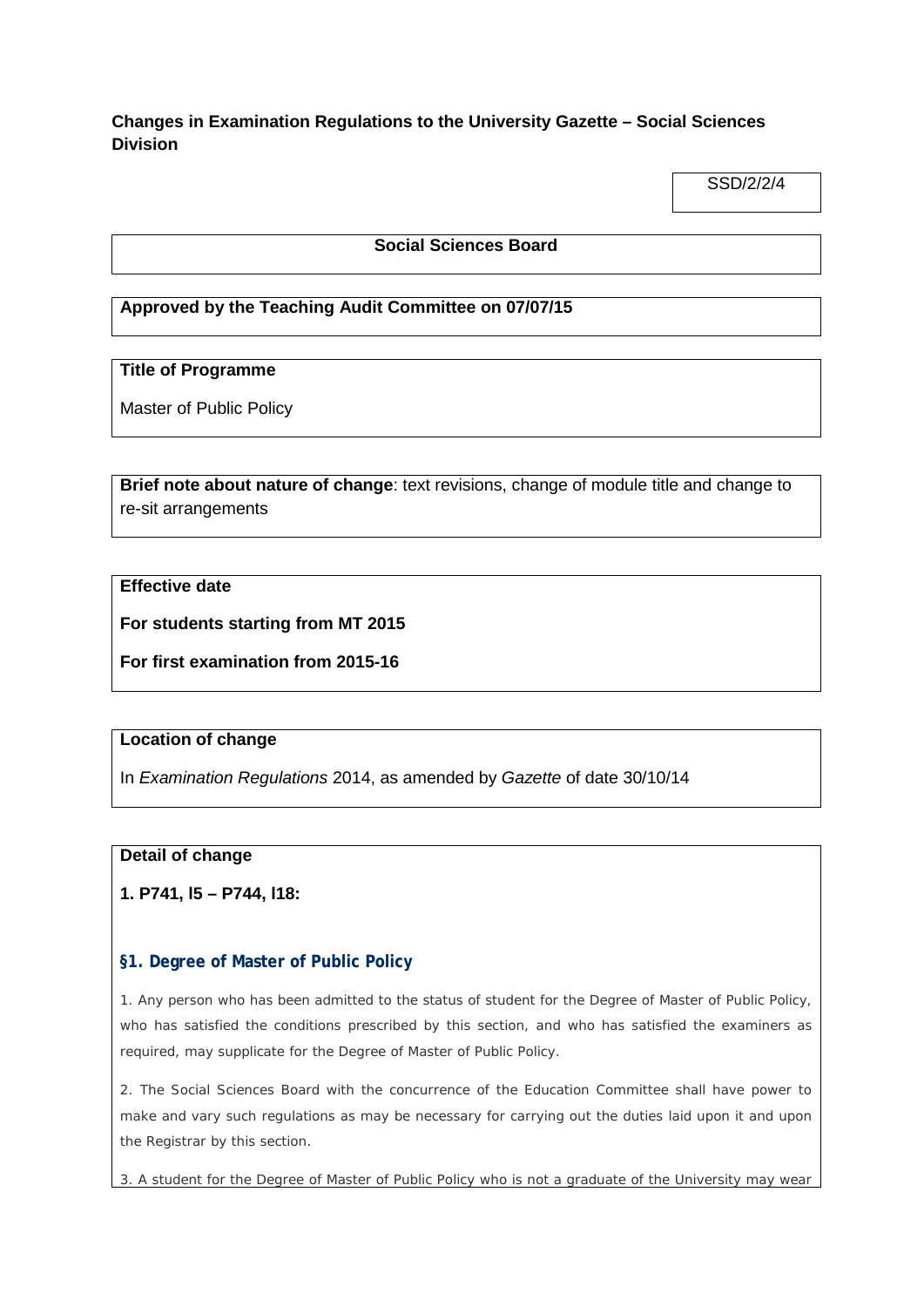**Changes in Examination Regulations to the University Gazette – Social Sciences Division**

SSD/2/2/4

**Social Sciences Board**

**Approved by the Teaching Audit Committee on 07/07/15**

**Title of Programme**

Master of Public Policy

**Brief note about nature of change**: text revisions, change of module title and change to re-sit arrangements

**Effective date**

**For students starting from MT 2015**

**For first examination from 2015-16**

**Location of change**

In *Examination Regulations* 2014, as amended by *Gazette* of date 30/10/14

**Detail of change**

**1. P741, l5 – P744, l18:**

### §1. Degree of Master of Public Policy

1. Any person who has been admitted to the status of student for the Degree of Master of Public Policy, who has satisfied the conditions prescribed by this section, and who has satisfied the examiners as required, may supplicate for the Degree of Master of Public Policy.

2. The Social Sciences Board with the concurrence of the Education Committee shall have power to make and vary such regulations as may be necessary for carrying out the duties laid upon it and upon the Registrar by this section.

3. A student for the Degree of Master of Public Policy who is not a graduate of the University may wear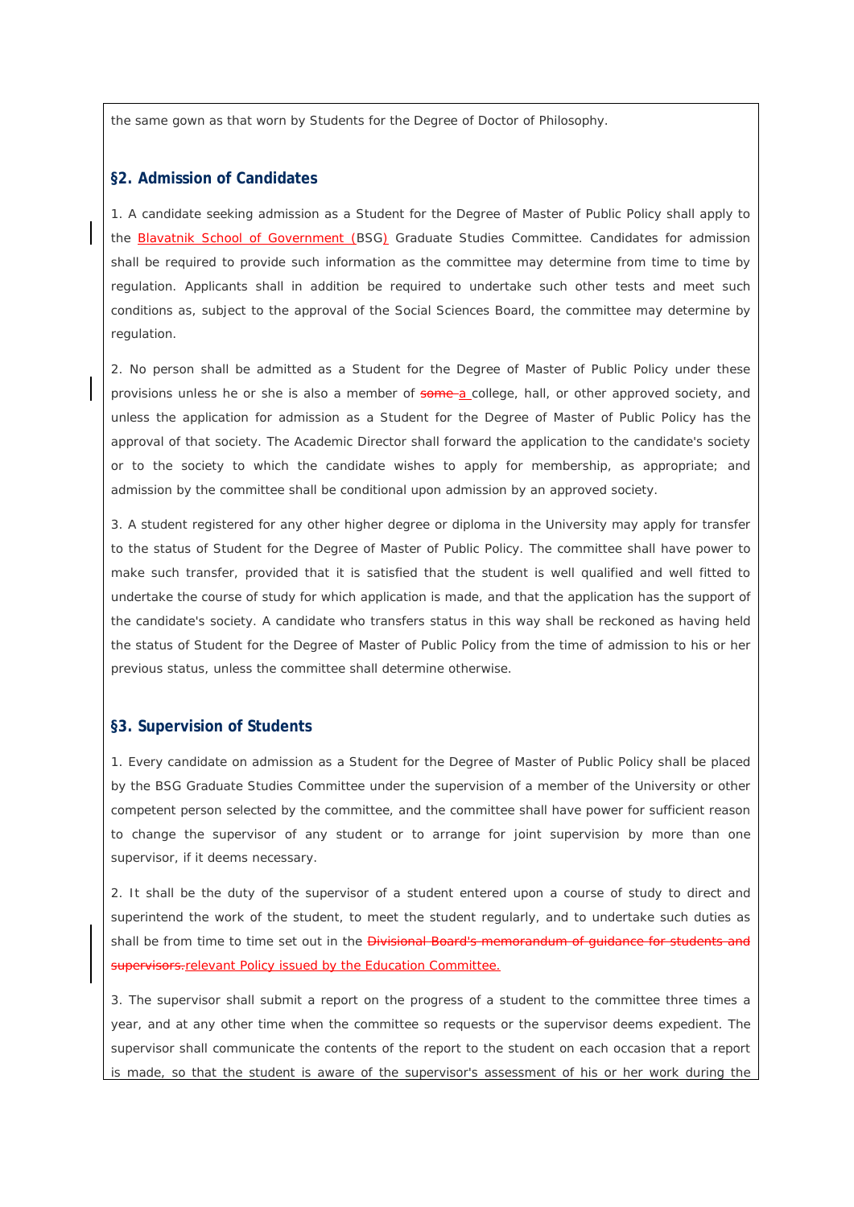the same gown as that worn by Students for the Degree of Doctor of Philosophy.

## §2. Admission of Candidates

1. A candidate seeking admission as a Student for the Degree of Master of Public Policy shall apply to the Blavatnik School of Government (BSG) Graduate Studies Committee. Candidates for admission shall be required to provide such information as the committee may determine from time to time by regulation. Applicants shall in addition be required to undertake such other tests and meet such conditions as, subject to the approval of the Social Sciences Board, the committee may determine by regulation.

2. No person shall be admitted as a Student for the Degree of Master of Public Policy under these provisions unless he or she is also a member of ~~some~~ a college, hall, or other approved society, and unless the application for admission as a Student for the Degree of Master of Public Policy has the approval of that society. The Academic Director shall forward the application to the candidate's society or to the society to which the candidate wishes to apply for membership, as appropriate; and admission by the committee shall be conditional upon admission by an approved society.

3. A student registered for any other higher degree or diploma in the University may apply for transfer to the status of Student for the Degree of Master of Public Policy. The committee shall have power to make such transfer, provided that it is satisfied that the student is well qualified and well fitted to undertake the course of study for which application is made, and that the application has the support of the candidate's society. A candidate who transfers status in this way shall be reckoned as having held the status of Student for the Degree of Master of Public Policy from the time of admission to his or her previous status, unless the committee shall determine otherwise.

## §3. Supervision of Students

1. Every candidate on admission as a Student for the Degree of Master of Public Policy shall be placed by the BSG Graduate Studies Committee under the supervision of a member of the University or other competent person selected by the committee, and the committee shall have power for sufficient reason to change the supervisor of any student or to arrange for joint supervision by more than one supervisor, if it deems necessary.

2. It shall be the duty of the supervisor of a student entered upon a course of study to direct and superintend the work of the student, to meet the student regularly, and to undertake such duties as shall be from time to time set out in the ~~Divisional Board's memorandum of guidance for students and supervisors.~~ relevant Policy issued by the Education Committee.

3. The supervisor shall submit a report on the progress of a student to the committee three times a year, and at any other time when the committee so requests or the supervisor deems expedient. The supervisor shall communicate the contents of the report to the student on each occasion that a report is made, so that the student is aware of the supervisor's assessment of his or her work during the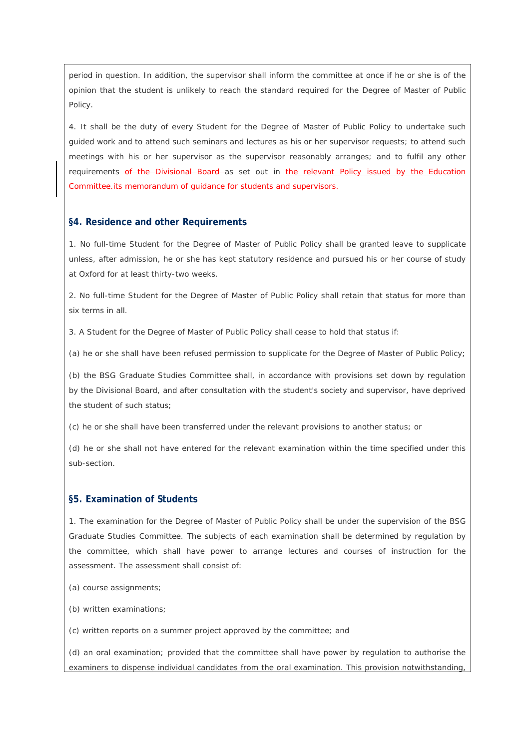period in question. In addition, the supervisor shall inform the committee at once if he or she is of the opinion that the student is unlikely to reach the standard required for the Degree of Master of Public Policy.

4. It shall be the duty of every Student for the Degree of Master of Public Policy to undertake such guided work and to attend such seminars and lectures as his or her supervisor requests; to attend such meetings with his or her supervisor as the supervisor reasonably arranges; and to fulfil any other requirements ~~of the Divisional Board~~ as set out in the relevant Policy issued by the Education Committee.~~its memorandum of guidance for students and supervisors.~~

### §4. Residence and other Requirements

1. No full-time Student for the Degree of Master of Public Policy shall be granted leave to supplicate unless, after admission, he or she has kept statutory residence and pursued his or her course of study at Oxford for at least thirty-two weeks.

2. No full-time Student for the Degree of Master of Public Policy shall retain that status for more than six terms in all.

3. A Student for the Degree of Master of Public Policy shall cease to hold that status if:

(a) he or she shall have been refused permission to supplicate for the Degree of Master of Public Policy;

(b) the BSG Graduate Studies Committee shall, in accordance with provisions set down by regulation by the Divisional Board, and after consultation with the student's society and supervisor, have deprived the student of such status;

(c) he or she shall have been transferred under the relevant provisions to another status; or

(d) he or she shall not have entered for the relevant examination within the time specified under this sub-section.

### §5. Examination of Students

1. The examination for the Degree of Master of Public Policy shall be under the supervision of the BSG Graduate Studies Committee. The subjects of each examination shall be determined by regulation by the committee, which shall have power to arrange lectures and courses of instruction for the assessment. The assessment shall consist of:

(a) course assignments;

(b) written examinations;

(c) written reports on a summer project approved by the committee; and

(d) an oral examination; provided that the committee shall have power by regulation to authorise the examiners to dispense individual candidates from the oral examination. This provision notwithstanding,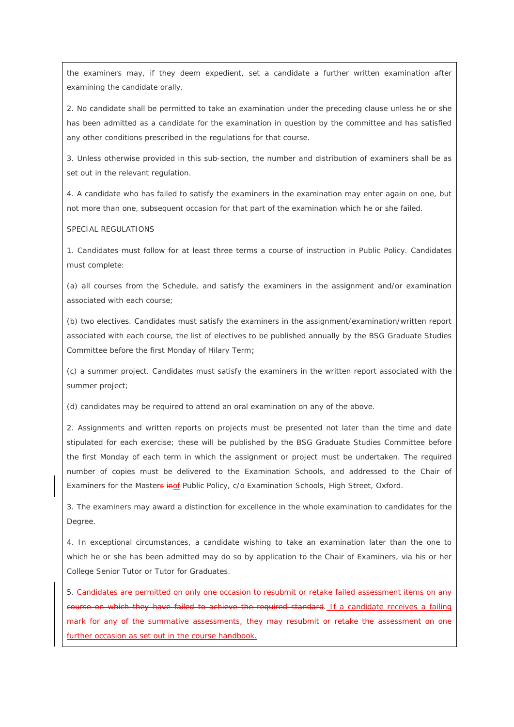the examiners may, if they deem expedient, set a candidate a further written examination after examining the candidate orally.

2. No candidate shall be permitted to take an examination under the preceding clause unless he or she has been admitted as a candidate for the examination in question by the committee and has satisfied any other conditions prescribed in the regulations for that course.

3. Unless otherwise provided in this sub-section, the number and distribution of examiners shall be as set out in the relevant regulation.

4. A candidate who has failed to satisfy the examiners in the examination may enter again on one, but not more than one, subsequent occasion for that part of the examination which he or she failed.

SPECIAL REGULATIONS

1. Candidates must follow for at least three terms a course of instruction in Public Policy. Candidates must complete:

(a) all courses from the Schedule, and satisfy the examiners in the assignment and/or examination associated with each course;

(b) two electives. Candidates must satisfy the examiners in the assignment/examination/written report associated with each course, the list of electives to be published annually by the BSG Graduate Studies Committee before the first Monday of Hilary Term;

(c) a summer project. Candidates must satisfy the examiners in the written report associated with the summer project;

(d) candidates may be required to attend an oral examination on any of the above.

2. Assignments and written reports on projects must be presented not later than the time and date stipulated for each exercise; these will be published by the BSG Graduate Studies Committee before the first Monday of each term in which the assignment or project must be undertaken. The required number of copies must be delivered to the Examination Schools, and addressed to the Chair of Examiners for the Master~~s~~ ~~in~~<u>of</u> Public Policy, c/o Examination Schools, High Street, Oxford.

3. The examiners may award a distinction for excellence in the whole examination to candidates for the Degree.

4. In exceptional circumstances, a candidate wishing to take an examination later than the one to which he or she has been admitted may do so by application to the Chair of Examiners, via his or her College Senior Tutor or Tutor for Graduates.

5. ~~Candidates are permitted on only one occasion to resubmit or retake failed assessment items on any course on which they have failed to achieve the required standard.~~ <u>If a candidate receives a failing mark for any of the summative assessments, they may resubmit or retake the assessment on one further occasion as set out in the course handbook.</u>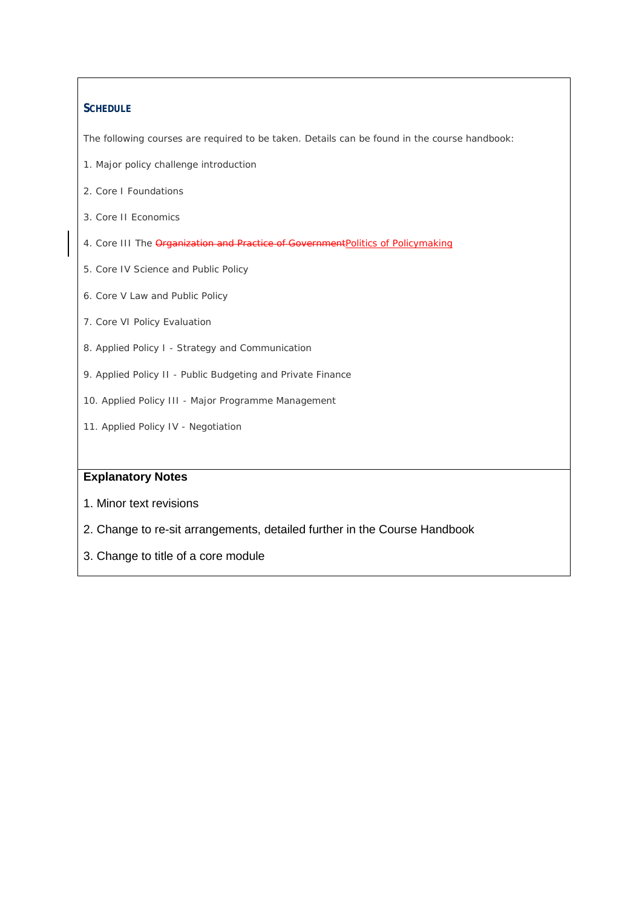## SCHEDULE

The following courses are required to be taken. Details can be found in the course handbook:

1. Major policy challenge introduction
2. Core I Foundations
3. Core II Economics
4. Core III The ~~Organization and Practice of Government~~<u>Politics of Policymaking</u>
5. Core IV Science and Public Policy
6. Core V Law and Public Policy
7. Core VI Policy Evaluation
8. Applied Policy I - Strategy and Communication
9. Applied Policy II - Public Budgeting and Private Finance
10. Applied Policy III - Major Programme Management
11. Applied Policy IV - Negotiation

## Explanatory Notes

1. Minor text revisions
2. Change to re-sit arrangements, detailed further in the Course Handbook
3. Change to title of a core module